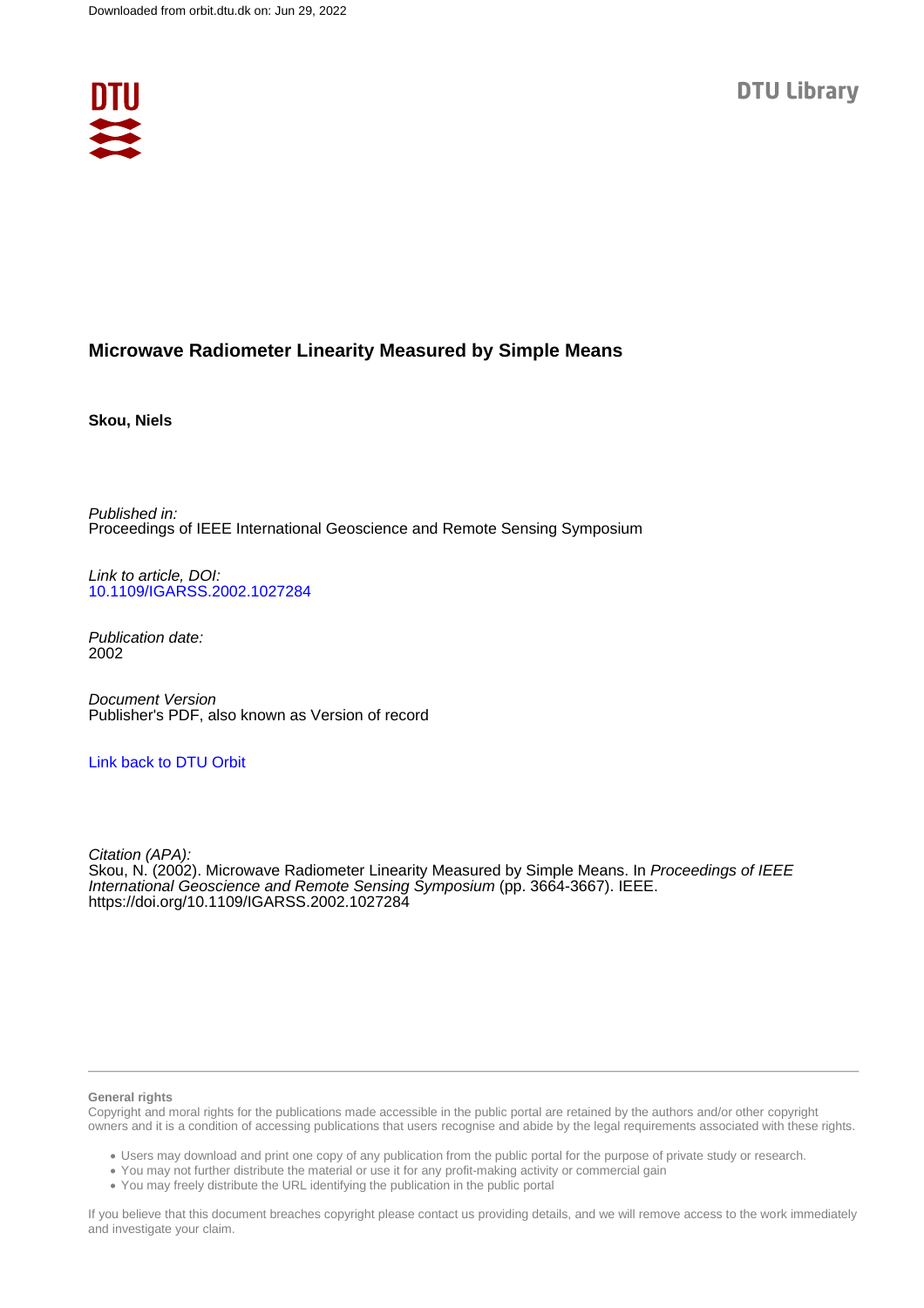Downloaded from orbit.dtu.dk on: Jun 29, 2022

DTU Library

# Microwave Radiometer Linearity Measured by Simple Means

**Skou, Niels**

*Published in:*
Proceedings of IEEE International Geoscience and Remote Sensing Symposium

*Link to article, DOI:*
10.1109/IGARSS.2002.1027284

*Publication date:*
2002

*Document Version*
Publisher's PDF, also known as Version of record

Link back to DTU Orbit

*Citation (APA):*
Skou, N. (2002). Microwave Radiometer Linearity Measured by Simple Means. In *Proceedings of IEEE International Geoscience and Remote Sensing Symposium* (pp. 3664-3667). IEEE. https://doi.org/10.1109/IGARSS.2002.1027284

**General rights**

Copyright and moral rights for the publications made accessible in the public portal are retained by the authors and/or other copyright owners and it is a condition of accessing publications that users recognise and abide by the legal requirements associated with these rights.

- Users may download and print one copy of any publication from the public portal for the purpose of private study or research.
- You may not further distribute the material or use it for any profit-making activity or commercial gain
- You may freely distribute the URL identifying the publication in the public portal

If you believe that this document breaches copyright please contact us providing details, and we will remove access to the work immediately and investigate your claim.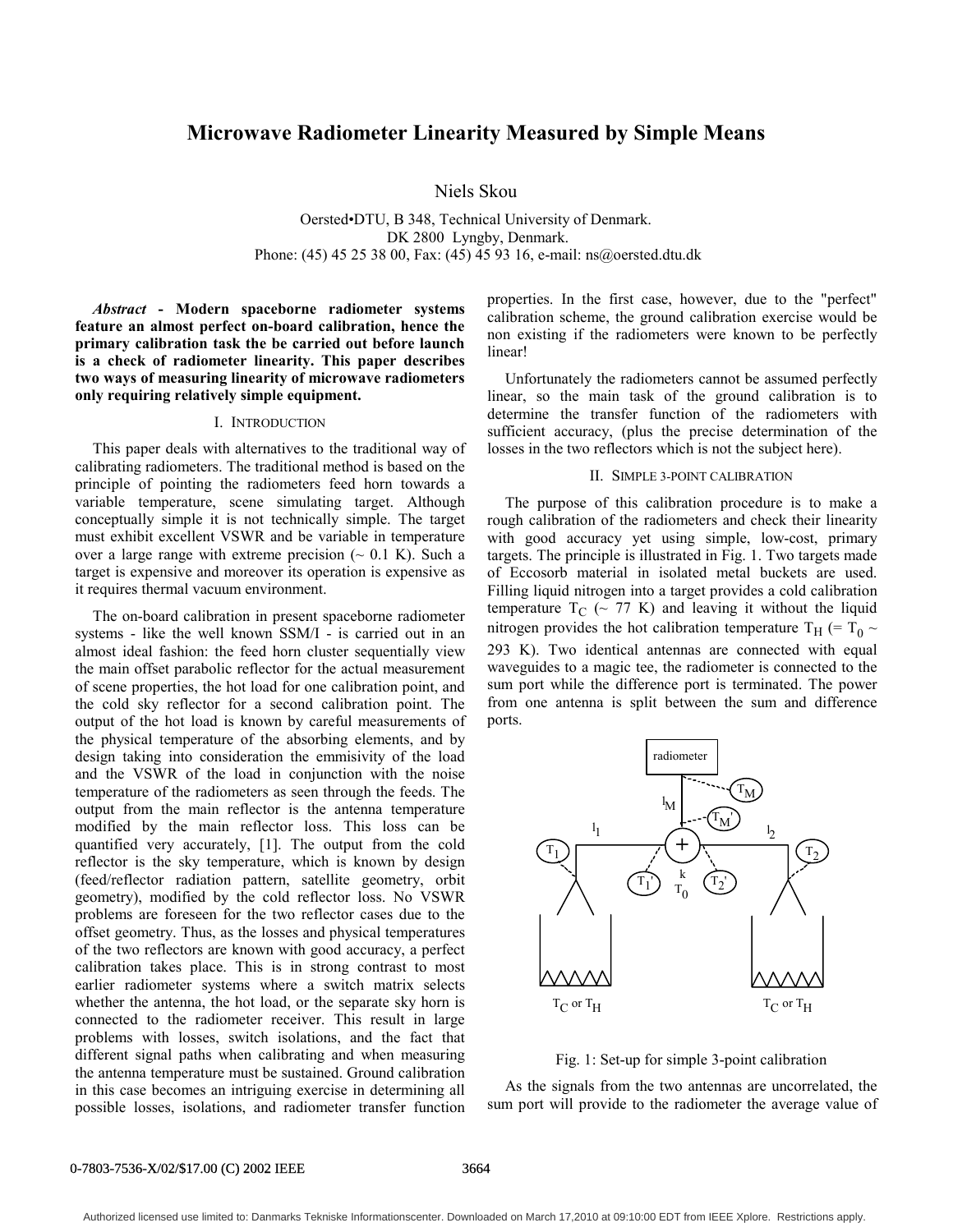# Microwave Radiometer Linearity Measured by Simple Means

Niels Skou

Oersted•DTU, B 348, Technical University of Denmark.
DK 2800 Lyngby, Denmark.
Phone: (45) 45 25 38 00, Fax: (45) 45 93 16, e-mail: ns@oersted.dtu.dk

***Abstract* - Modern spaceborne radiometer systems feature an almost perfect on-board calibration, hence the primary calibration task the be carried out before launch is a check of radiometer linearity. This paper describes two ways of measuring linearity of microwave radiometers only requiring relatively simple equipment.**

## I. Introduction

This paper deals with alternatives to the traditional way of calibrating radiometers. The traditional method is based on the principle of pointing the radiometers feed horn towards a variable temperature, scene simulating target. Although conceptually simple it is not technically simple. The target must exhibit excellent VSWR and be variable in temperature over a large range with extreme precision (~ 0.1 K). Such a target is expensive and moreover its operation is expensive as it requires thermal vacuum environment.

The on-board calibration in present spaceborne radiometer systems - like the well known SSM/I - is carried out in an almost ideal fashion: the feed horn cluster sequentially view the main offset parabolic reflector for the actual measurement of scene properties, the hot load for one calibration point, and the cold sky reflector for a second calibration point. The output of the hot load is known by careful measurements of the physical temperature of the absorbing elements, and by design taking into consideration the emmisivity of the load and the VSWR of the load in conjunction with the noise temperature of the radiometers as seen through the feeds. The output from the main reflector is the antenna temperature modified by the main reflector loss. This loss can be quantified very accurately, [1]. The output from the cold reflector is the sky temperature, which is known by design (feed/reflector radiation pattern, satellite geometry, orbit geometry), modified by the cold reflector loss. No VSWR problems are foreseen for the two reflector cases due to the offset geometry. Thus, as the losses and physical temperatures of the two reflectors are known with good accuracy, a perfect calibration takes place. This is in strong contrast to most earlier radiometer systems where a switch matrix selects whether the antenna, the hot load, or the separate sky horn is connected to the radiometer receiver. This result in large problems with losses, switch isolations, and the fact that different signal paths when calibrating and when measuring the antenna temperature must be sustained. Ground calibration in this case becomes an intriguing exercise in determining all possible losses, isolations, and radiometer transfer function properties. In the first case, however, due to the "perfect" calibration scheme, the ground calibration exercise would be non existing if the radiometers were known to be perfectly linear!

Unfortunately the radiometers cannot be assumed perfectly linear, so the main task of the ground calibration is to determine the transfer function of the radiometers with sufficient accuracy, (plus the precise determination of the losses in the two reflectors which is not the subject here).

## II. Simple 3-point calibration

The purpose of this calibration procedure is to make a rough calibration of the radiometers and check their linearity with good accuracy yet using simple, low-cost, primary targets. The principle is illustrated in Fig. 1. Two targets made of Eccosorb material in isolated metal buckets are used. Filling liquid nitrogen into a target provides a cold calibration temperature $T_C$ (~ 77 K) and leaving it without the liquid nitrogen provides the hot calibration temperature $T_H$ (= $T_0$ ~ 293 K). Two identical antennas are connected with equal waveguides to a magic tee, the radiometer is connected to the sum port while the difference port is terminated. The power from one antenna is split between the sum and difference ports.

Fig. 1: Set-up for simple 3-point calibration

As the signals from the two antennas are uncorrelated, the sum port will provide to the radiometer the average value of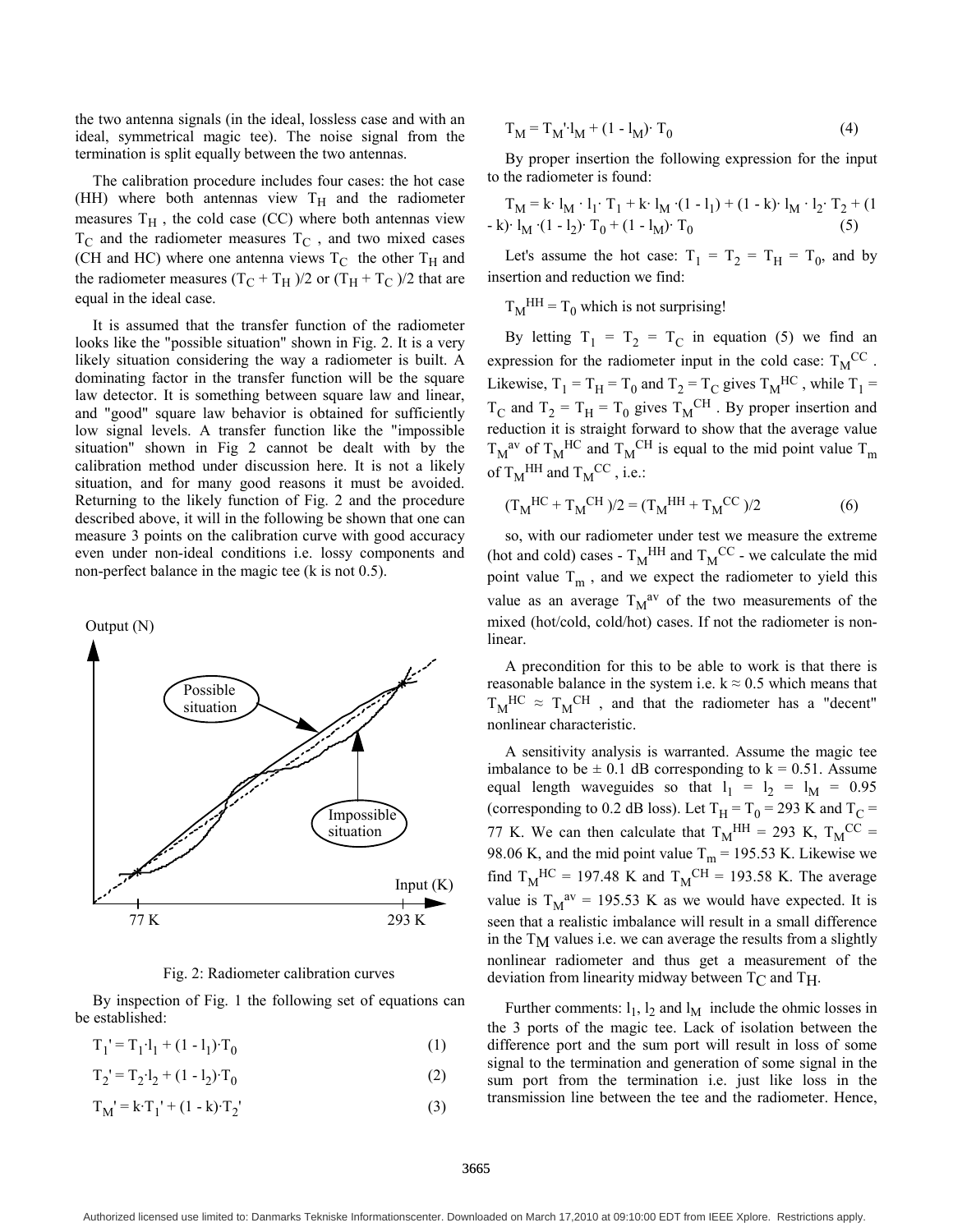the two antenna signals (in the ideal, lossless case and with an ideal, symmetrical magic tee). The noise signal from the termination is split equally between the two antennas.

The calibration procedure includes four cases: the hot case (HH) where both antennas view $T_H$ and the radiometer measures $T_H$, the cold case (CC) where both antennas view $T_C$ and the radiometer measures $T_C$, and two mixed cases (CH and HC) where one antenna views $T_C$ the other $T_H$ and the radiometer measures $(T_C + T_H)/2$ or $(T_H + T_C)/2$ that are equal in the ideal case.

It is assumed that the transfer function of the radiometer looks like the "possible situation" shown in Fig. 2. It is a very likely situation considering the way a radiometer is built. A dominating factor in the transfer function will be the square law detector. It is something between square law and linear, and "good" square law behavior is obtained for sufficiently low signal levels. A transfer function like the "impossible situation" shown in Fig 2 cannot be dealt with by the calibration method under discussion here. It is not a likely situation, and for many good reasons it must be avoided. Returning to the likely function of Fig. 2 and the procedure described above, it will in the following be shown that one can measure 3 points on the calibration curve with good accuracy even under non-ideal conditions i.e. lossy components and non-perfect balance in the magic tee (k is not 0.5).

Fig. 2: Radiometer calibration curves

By inspection of Fig. 1 the following set of equations can be established:

$$T_1' = T_1 \cdot l_1 + (1 - l_1) \cdot T_0 \quad (1)$$

$$T_2' = T_2 \cdot l_2 + (1 - l_2) \cdot T_0 \quad (2)$$

$$T_M' = k \cdot T_1' + (1 - k) \cdot T_2' \quad (3)$$

$$T_M = T_M' \cdot l_M + (1 - l_M) \cdot T_0 \quad (4)$$

By proper insertion the following expression for the input to the radiometer is found:

$$T_M = k \cdot l_M \cdot l_1 \cdot T_1 + k \cdot l_M \cdot (1 - l_1) + (1 - k) \cdot l_M \cdot l_2 \cdot T_2 + (1 - k) \cdot l_M \cdot (1 - l_2) \cdot T_0 + (1 - l_M) \cdot T_0 \quad (5)$$

Let's assume the hot case: $T_1 = T_2 = T_H = T_0$, and by insertion and reduction we find:

$T_M^{HH} = T_0$ which is not surprising!

By letting $T_1 = T_2 = T_C$ in equation (5) we find an expression for the radiometer input in the cold case: $T_M^{CC}$. Likewise, $T_1 = T_H = T_0$ and $T_2 = T_C$ gives $T_M^{HC}$, while $T_1 = T_C$ and $T_2 = T_H = T_0$ gives $T_M^{CH}$. By proper insertion and reduction it is straight forward to show that the average value $T_M^{av}$ of $T_M^{HC}$ and $T_M^{CH}$ is equal to the mid point value $T_m$ of $T_M^{HH}$ and $T_M^{CC}$, i.e.:

$$(T_M^{HC} + T_M^{CH})/2 = (T_M^{HH} + T_M^{CC})/2 \quad (6)$$

so, with our radiometer under test we measure the extreme (hot and cold) cases - $T_M^{HH}$ and $T_M^{CC}$ - we calculate the mid point value $T_m$, and we expect the radiometer to yield this value as an average $T_M^{av}$ of the two measurements of the mixed (hot/cold, cold/hot) cases. If not the radiometer is non-linear.

A precondition for this to be able to work is that there is reasonable balance in the system i.e. $k \approx 0.5$ which means that $T_M^{HC} \approx T_M^{CH}$, and that the radiometer has a "decent" nonlinear characteristic.

A sensitivity analysis is warranted. Assume the magic tee imbalance to be $\pm$ 0.1 dB corresponding to k = 0.51. Assume equal length waveguides so that $l_1 = l_2 = l_M = 0.95$ (corresponding to 0.2 dB loss). Let $T_H = T_0 = 293$ K and $T_C = 77$ K. We can then calculate that $T_M^{HH} = 293$ K, $T_M^{CC} = 98.06$ K, and the mid point value $T_m = 195.53$ K. Likewise we find $T_M^{HC} = 197.48$ K and $T_M^{CH} = 193.58$ K. The average value is $T_M^{av} = 195.53$ K as we would have expected. It is seen that a realistic imbalance will result in a small difference in the $T_M$ values i.e. we can average the results from a slightly nonlinear radiometer and thus get a measurement of the deviation from linearity midway between $T_C$ and $T_H$.

Further comments: $l_1$, $l_2$ and $l_M$ include the ohmic losses in the 3 ports of the magic tee. Lack of isolation between the difference port and the sum port will result in loss of some signal to the termination and generation of some signal in the sum port from the termination i.e. just like loss in the transmission line between the tee and the radiometer. Hence,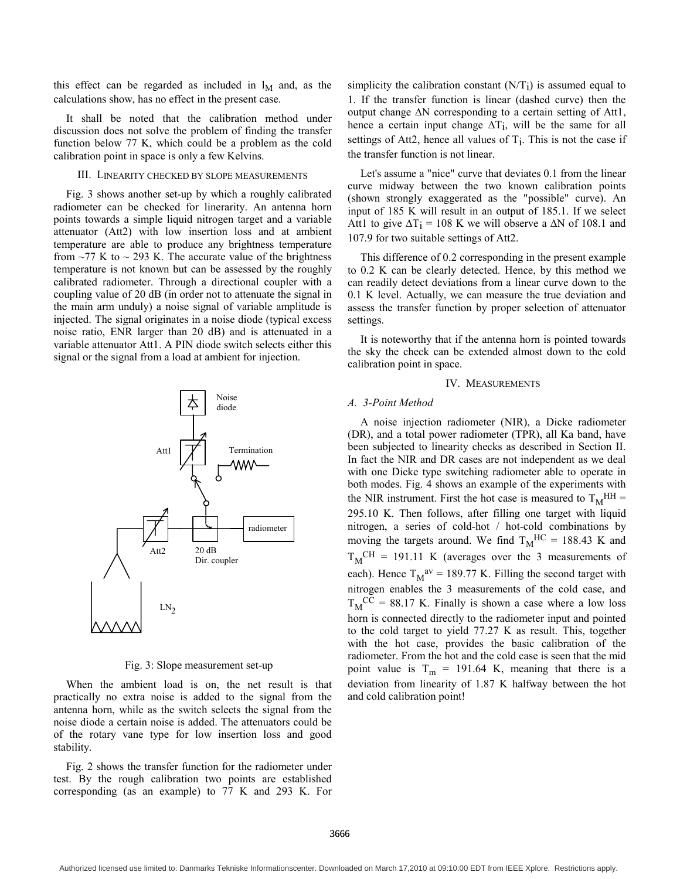this effect can be regarded as included in $l_M$ and, as the calculations show, has no effect in the present case.

It shall be noted that the calibration method under discussion does not solve the problem of finding the transfer function below 77 K, which could be a problem as the cold calibration point in space is only a few Kelvins.

### III. Linearity checked by slope measurements

Fig. 3 shows another set-up by which a roughly calibrated radiometer can be checked for linearity. An antenna horn points towards a simple liquid nitrogen target and a variable attenuator (Att2) with low insertion loss and at ambient temperature are able to produce any brightness temperature from ~77 K to ~ 293 K. The accurate value of the brightness temperature is not known but can be assessed by the roughly calibrated radiometer. Through a directional coupler with a coupling value of 20 dB (in order not to attenuate the signal in the main arm unduly) a noise signal of variable amplitude is injected. The signal originates in a noise diode (typical excess noise ratio, ENR larger than 20 dB) and is attenuated in a variable attenuator Att1. A PIN diode switch selects either this signal or the signal from a load at ambient for injection.

Fig. 3: Slope measurement set-up

When the ambient load is on, the net result is that practically no extra noise is added to the signal from the antenna horn, while as the switch selects the signal from the noise diode a certain noise is added. The attenuators could be of the rotary vane type for low insertion loss and good stability.

Fig. 2 shows the transfer function for the radiometer under test. By the rough calibration two points are established corresponding (as an example) to 77 K and 293 K. For simplicity the calibration constant ($N/T_i$) is assumed equal to 1. If the transfer function is linear (dashed curve) then the output change $\Delta N$ corresponding to a certain setting of Att1, hence a certain input change $\Delta T_i$, will be the same for all settings of Att2, hence all values of $T_i$. This is not the case if the transfer function is not linear.

Let's assume a "nice" curve that deviates 0.1 from the linear curve midway between the two known calibration points (shown strongly exaggerated as the "possible" curve). An input of 185 K will result in an output of 185.1. If we select Att1 to give $\Delta T_i$ = 108 K we will observe a $\Delta N$ of 108.1 and 107.9 for two suitable settings of Att2.

This difference of 0.2 corresponding in the present example to 0.2 K can be clearly detected. Hence, by this method we can readily detect deviations from a linear curve down to the 0.1 K level. Actually, we can measure the true deviation and assess the transfer function by proper selection of attenuator settings.

It is noteworthy that if the antenna horn is pointed towards the sky the check can be extended almost down to the cold calibration point in space.

### IV. Measurements

#### *A. 3-Point Method*

A noise injection radiometer (NIR), a Dicke radiometer (DR), and a total power radiometer (TPR), all Ka band, have been subjected to linearity checks as described in Section II. In fact the NIR and DR cases are not independent as we deal with one Dicke type switching radiometer able to operate in both modes. Fig. 4 shows an example of the experiments with the NIR instrument. First the hot case is measured to $T_M^{HH}$ = 295.10 K. Then follows, after filling one target with liquid nitrogen, a series of cold-hot / hot-cold combinations by moving the targets around. We find $T_M^{HC}$ = 188.43 K and $T_M^{CH}$ = 191.11 K (averages over the 3 measurements of each). Hence $T_M^{av}$ = 189.77 K. Filling the second target with nitrogen enables the 3 measurements of the cold case, and $T_M^{CC}$ = 88.17 K. Finally is shown a case where a low loss horn is connected directly to the radiometer input and pointed to the cold target to yield 77.27 K as result. This, together with the hot case, provides the basic calibration of the radiometer. From the hot and the cold case is seen that the mid point value is $T_m$ = 191.64 K, meaning that there is a deviation from linearity of 1.87 K halfway between the hot and cold calibration point!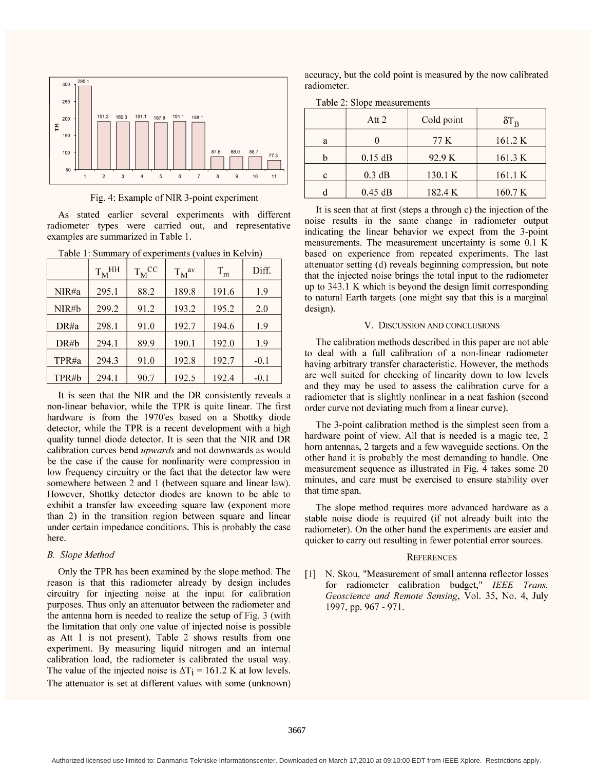300
250
200
150
100
50

TM

295.1
191.2 189.3 191.1 187.8 191.1 188.1
87.8 88.0 88.7 77.3

1 2 3 4 5 6 7 8 9 10 11

Fig. 4: Example of NIR 3-point experiment

As stated earlier several experiments with different radiometer types were carried out, and representative examples are summarized in Table 1.

Table 1: Summary of experiments (values in Kelvin)

| | $T_M^{HH}$ | $T_M^{CC}$ | $T_M^{av}$ | $T_m$ | Diff. |
|---|---|---|---|---|---|
| NIR#a | 295.1 | 88.2 | 189.8 | 191.6 | 1.9 |
| NIR#b | 299.2 | 91.2 | 193.2 | 195.2 | 2.0 |
| DR#a | 298.1 | 91.0 | 192.7 | 194.6 | 1.9 |
| DR#b | 294.1 | 89.9 | 190.1 | 192.0 | 1.9 |
| TPR#a | 294.3 | 91.0 | 192.8 | 192.7 | -0.1 |
| TPR#b | 294.1 | 90.7 | 192.5 | 192.4 | -0.1 |

It is seen that the NIR and the DR consistently reveals a non-linear behavior, while the TPR is quite linear. The first hardware is from the 1970'es based on a Shottky diode detector, while the TPR is a recent development with a high quality tunnel diode detector. It is seen that the NIR and DR calibration curves bend *upwards* and not downwards as would be the case if the cause for nonlinearity were compression in low frequency circuitry or the fact that the detector law were somewhere between 2 and 1 (between square and linear law). However, Shottky detector diodes are known to be able to exhibit a transfer law exceeding square law (exponent more than 2) in the transition region between square and linear under certain impedance conditions. This is probably the case here.

### *B. Slope Method*

Only the TPR has been examined by the slope method. The reason is that this radiometer already by design includes circuitry for injecting noise at the input for calibration purposes. Thus only an attenuator between the radiometer and the antenna horn is needed to realize the setup of Fig. 3 (with the limitation that only one value of injected noise is possible as Att 1 is not present). Table 2 shows results from one experiment. By measuring liquid nitrogen and an internal calibration load, the radiometer is calibrated the usual way. The value of the injected noise is $\Delta T_i$ = 161.2 K at low levels. The attenuator is set at different values with some (unknown) accuracy, but the cold point is measured by the now calibrated radiometer.

Table 2: Slope measurements

| | Att 2 | Cold point | $\delta T_B$ |
|---|---|---|---|
| a | 0 | 77 K | 161.2 K |
| b | 0.15 dB | 92.9 K | 161.3 K |
| c | 0.3 dB | 130.1 K | 161.1 K |
| d | 0.45 dB | 182.4 K | 160.7 K |

It is seen that at first (steps a through c) the injection of the noise results in the same change in radiometer output indicating the linear behavior we expect from the 3-point measurements. The measurement uncertainty is some 0.1 K based on experience from repeated experiments. The last attenuator setting (d) reveals beginning compression, but note that the injected noise brings the total input to the radiometer up to 343.1 K which is beyond the design limit corresponding to natural Earth targets (one might say that this is a marginal design).

## V. Discussion and Conclusions

The calibration methods described in this paper are not able to deal with a full calibration of a non-linear radiometer having arbitrary transfer characteristic. However, the methods are well suited for checking of linearity down to low levels and they may be used to assess the calibration curve for a radiometer that is slightly nonlinear in a neat fashion (second order curve not deviating much from a linear curve).

The 3-point calibration method is the simplest seen from a hardware point of view. All that is needed is a magic tee, 2 horn antennas, 2 targets and a few waveguide sections. On the other hand it is probably the most demanding to handle. One measurement sequence as illustrated in Fig. 4 takes some 20 minutes, and care must be exercised to ensure stability over that time span.

The slope method requires more advanced hardware as a stable noise diode is required (if not already built into the radiometer). On the other hand the experiments are easier and quicker to carry out resulting in fewer potential error sources.

## References

[1] N. Skou, "Measurement of small antenna reflector losses for radiometer calibration budget," *IEEE Trans. Geoscience and Remote Sensing*, Vol. 35, No. 4, July 1997, pp. 967 - 971.